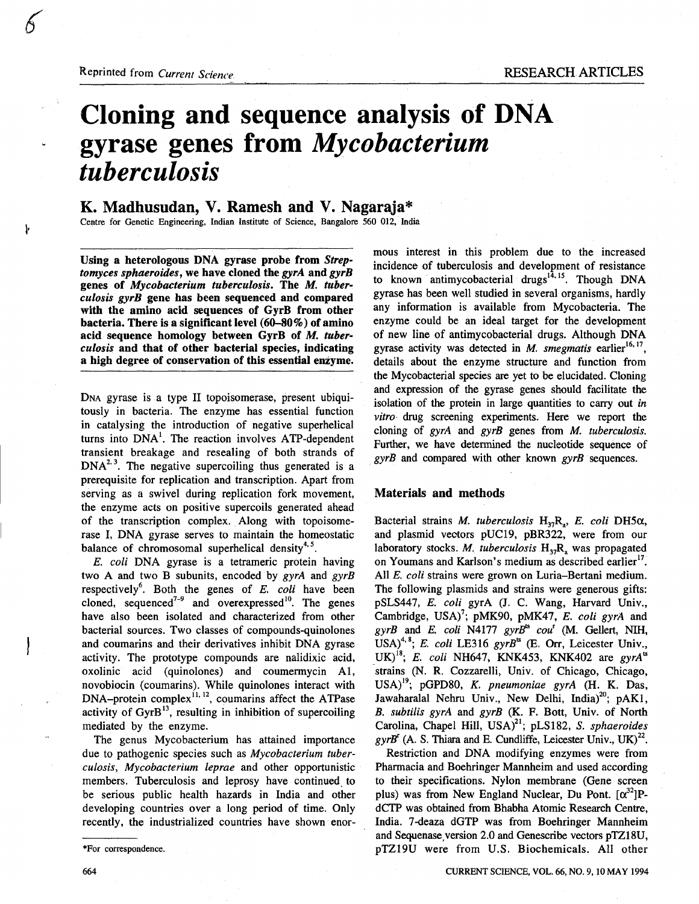Reprinted from *Current Science*

RESEARCH ARTICLES

# Cloning and sequence analysis of DNA gyrase genes from *Mycobacterium tuberculosis*

**K. Madhusudan, V. Ramesh and V. Nagaraja***

Centre for Genetic Engineering, Indian Institute of Science, Bangalore 560 012, India

**Using a heterologous DNA gyrase probe from *Streptomyces sphaeroides*, we have cloned the *gyrA* and *gyrB* genes of *Mycobacterium tuberculosis*. The *M. tuberculosis gyrB* gene has been sequenced and compared with the amino acid sequences of GyrB from other bacteria. There is a significant level (60–80%) of amino acid sequence homology between GyrB of *M. tuberculosis* and that of other bacterial species, indicating a high degree of conservation of this essential enzyme.**

DNA gyrase is a type II topoisomerase, present ubiquitously in bacteria. The enzyme has essential function in catalysing the introduction of negative superhelical turns into DNA[1]. The reaction involves ATP-dependent transient breakage and resealing of both strands of DNA[2,3]. The negative supercoiling thus generated is a prerequisite for replication and transcription. Apart from serving as a swivel during replication fork movement, the enzyme acts on positive supercoils generated ahead of the transcription complex. Along with topoisomerase I, DNA gyrase serves to maintain the homeostatic balance of chromosomal superhelical density[4,5].

*E. coli* DNA gyrase is a tetrameric protein having two A and two B subunits, encoded by *gyrA* and *gyrB* respectively[6]. Both the genes of *E. coli* have been cloned, sequenced[7–9] and overexpressed[10]. The genes have also been isolated and characterized from other bacterial sources. Two classes of compounds-quinolones and coumarins and their derivatives inhibit DNA gyrase activity. The prototype compounds are nalidixic acid, oxolinic acid (quinolones) and coumermycin A1, novobiocin (coumarins). While quinolones interact with DNA–protein complex[11,12], coumarins affect the ATPase activity of GyrB[13], resulting in inhibition of supercoiling mediated by the enzyme.

The genus Mycobacterium has attained importance due to pathogenic species such as *Mycobacterium tuberculosis*, *Mycobacterium leprae* and other opportunistic members. Tuberculosis and leprosy have continued to be serious public health hazards in India and other developing countries over a long period of time. Only recently, the industrialized countries have shown enormous interest in this problem due to the increased incidence of tuberculosis and development of resistance to known antimycobacterial drugs[14,15]. Though DNA gyrase has been well studied in several organisms, hardly any information is available from Mycobacteria. The enzyme could be an ideal target for the development of new line of antimycobacterial drugs. Although DNA gyrase activity was detected in *M. smegmatis* earlier[16,17], details about the enzyme structure and function from the Mycobacterial species are yet to be elucidated. Cloning and expression of the gyrase genes should facilitate the isolation of the protein in large quantities to carry out *in vitro* drug screening experiments. Here we report the cloning of *gyrA* and *gyrB* genes from *M. tuberculosis*. Further, we have determined the nucleotide sequence of *gyrB* and compared with other known *gyrB* sequences.

## Materials and methods

Bacterial strains *M. tuberculosis* $H_{37}R_a$, *E. coli* DH5α, and plasmid vectors pUC19, pBR322, were from our laboratory stocks. *M. tuberculosis* $H_{37}R_a$ was propagated on Youmans and Karlson's medium as described earlier[17]. All *E. coli* strains were grown on Luria–Bertani medium. The following plasmids and strains were generous gifts: pSLS447, *E. coli* gyrA (J. C. Wang, Harvard Univ., Cambridge, USA)[7]; pMK90, pMK47, *E. coli gyrA* and *gyrB* and *E. coli* N4177 $gyrB^{ts}$ $cou^{r}$ (M. Gellert, NIH, USA)[4,8]; *E. coli* LE316 $gyrB^{ts}$ (E. Orr, Leicester Univ., UK)[18]; *E. coli* NH647, KNK453, KNK402 are $gyrA^{ts}$ strains (N. R. Cozzarelli, Univ. of Chicago, Chicago, USA)[19]; pGPD80, *K. pneumoniae gyrA* (H. K. Das, Jawaharalal Nehru Univ., New Delhi, India)[20]; pAK1, *B. subtilis gyrA* and *gyrB* (K. F. Bott, Univ. of North Carolina, Chapel Hill, USA)[21]; pLS182, *S. sphaeroides* $gyrB^{r}$ (A. S. Thiara and E. Cundliffe, Leicester Univ., UK)[22].

Restriction and DNA modifying enzymes were from Pharmacia and Boehringer Mannheim and used according to their specifications. Nylon membrane (Gene screen plus) was from New England Nuclear, Du Pont. [$\alpha^{32}$]P-dCTP was obtained from Bhabha Atomic Research Centre, India. 7-deaza dGTP was from Boehringer Mannheim and Sequenase version 2.0 and Genescribe vectors pTZ18U, pTZ19U were from U.S. Biochemicals. All other

*For correspondence.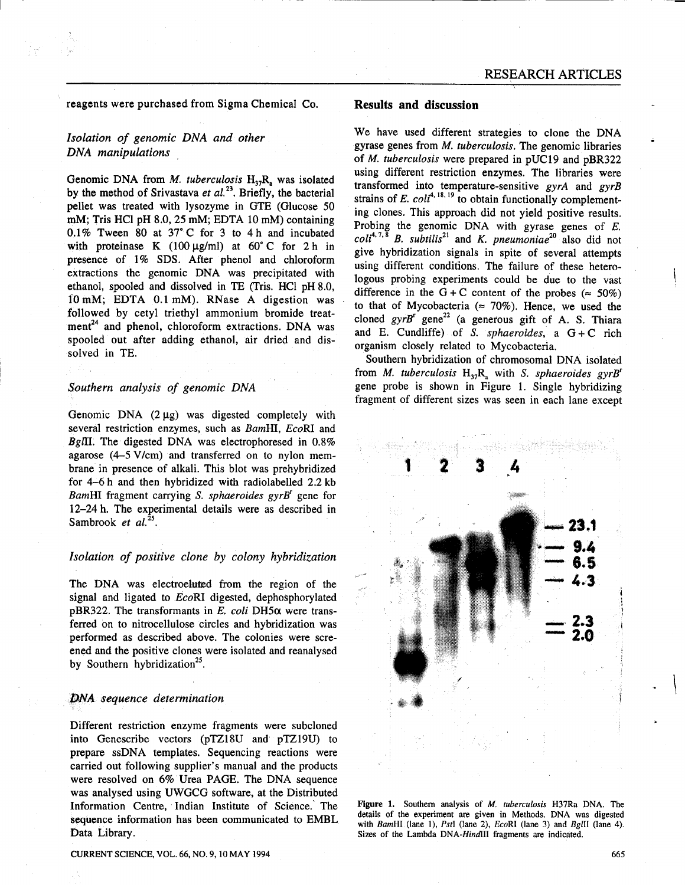reagents were purchased from Sigma Chemical Co.

### *Isolation of genomic DNA and other DNA manipulations*

Genomic DNA from *M. tuberculosis* $H_{37}R_a$ was isolated by the method of Srivastava *et al.*[23]. Briefly, the bacterial pellet was treated with lysozyme in GTE (Glucose 50 mM; Tris HCl pH 8.0, 25 mM; EDTA 10 mM) containing 0.1% Tween 80 at 37°C for 3 to 4 h and incubated with proteinase K (100 μg/ml) at 60°C for 2 h in presence of 1% SDS. After phenol and chloroform extractions the genomic DNA was precipitated with ethanol, spooled and dissolved in TE (Tris. HCl pH 8.0, 10 mM; EDTA 0.1 mM). RNase A digestion was followed by cetyl triethyl ammonium bromide treatment[24] and phenol, chloroform extractions. DNA was spooled out after adding ethanol, air dried and dissolved in TE.

### *Southern analysis of genomic DNA*

Genomic DNA (2 μg) was digested completely with several restriction enzymes, such as *Bam*HI, *Eco*RI and *Bgl*II. The digested DNA was electrophoresed in 0.8% agarose (4–5 V/cm) and transferred on to nylon membrane in presence of alkali. This blot was prehybridized for 4–6 h and then hybridized with radiolabelled 2.2 kb *Bam*HI fragment carrying *S. sphaeroides gyrB*[r] gene for 12–24 h. The experimental details were as described in Sambrook *et al.*[25].

### *Isolation of positive clone by colony hybridization*

The DNA was electroeluted from the region of the signal and ligated to *Eco*RI digested, dephosphorylated pBR322. The transformants in *E. coli* DH5α were transferred on to nitrocellulose circles and hybridization was performed as described above. The colonies were screened and the positive clones were isolated and reanalysed by Southern hybridization[25].

### *DNA sequence determination*

Different restriction enzyme fragments were subcloned into Genescribe vectors (pTZ18U and pTZ19U) to prepare ssDNA templates. Sequencing reactions were carried out following supplier's manual and the products were resolved on 6% Urea PAGE. The DNA sequence was analysed using UWGCG software, at the Distributed Information Centre, Indian Institute of Science. The sequence information has been communicated to EMBL Data Library.

## Results and discussion

We have used different strategies to clone the DNA gyrase genes from *M. tuberculosis*. The genomic libraries of *M. tuberculosis* were prepared in pUC19 and pBR322 using different restriction enzymes. The libraries were transformed into temperature-sensitive *gyrA* and *gyrB* strains of *E. coli*[4,18,19] to obtain functionally complementing clones. This approach did not yield positive results. Probing the genomic DNA with gyrase genes of *E. coli*[4,7,8] *B. subtilis*[21] and *K. pneumoniae*[20] also did not give hybridization signals in spite of several attempts using different conditions. The failure of these heterologous probing experiments could be due to the vast difference in the G + C content of the probes (≈ 50%) to that of Mycobacteria (≈ 70%). Hence, we used the cloned *gyrB*[r] gene[22] (a generous gift of A. S. Thiara and E. Cundliffe) of *S. sphaeroides*, a G + C rich organism closely related to Mycobacteria.

Southern hybridization of chromosomal DNA isolated from *M. tuberculosis* $H_{37}R_a$ with *S. sphaeroides gyrB*[r] gene probe is shown in Figure 1. Single hybridizing fragment of different sizes was seen in each lane except

**Figure 1.** Southern analysis of *M. tuberculosis* H37Ra DNA. The details of the experiment are given in Methods. DNA was digested with *Bam*HI (lane 1), *Pst*I (lane 2), *Eco*RI (lane 3) and *Bgl*II (lane 4). Sizes of the Lambda DNA-*Hin*dIII fragments are indicated.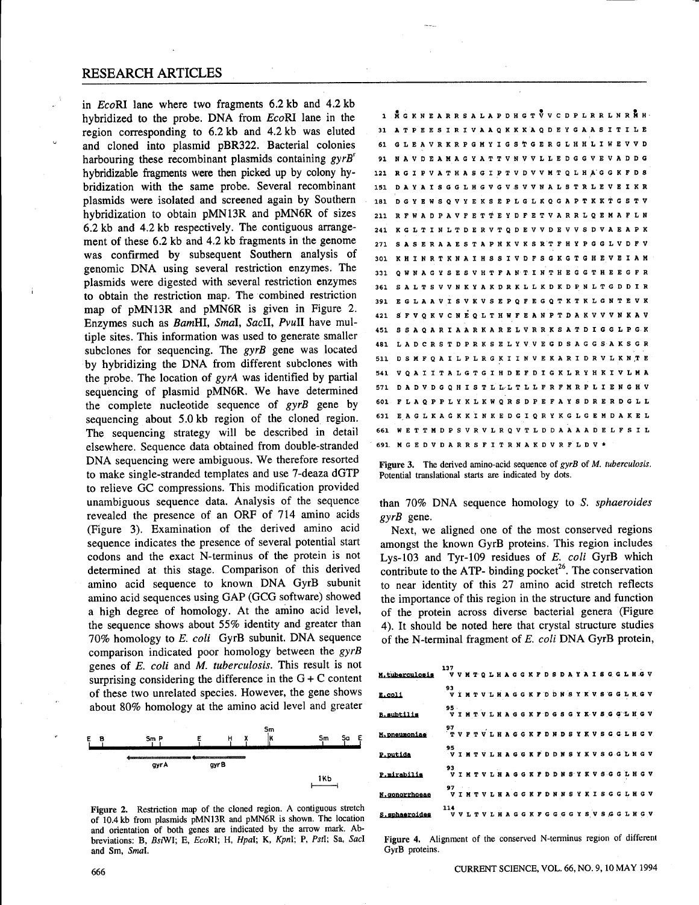in *Eco*RI lane where two fragments 6.2 kb and 4.2 kb hybridized to the probe. DNA from *Eco*RI lane in the region corresponding to 6.2 kb and 4.2 kb was eluted and cloned into plasmid pBR322. Bacterial colonies harbouring these recombinant plasmids containing *gyrB*' hybridizable fragments were then picked up by colony hybridization with the same probe. Several recombinant plasmids were isolated and screened again by Southern hybridization to obtain pMN13R and pMN6R of sizes 6.2 kb and 4.2 kb respectively. The contiguous arrangement of these 6.2 kb and 4.2 kb fragments in the genome was confirmed by subsequent Southern analysis of genomic DNA using several restriction enzymes. The plasmids were digested with several restriction enzymes to obtain the restriction map. The combined restriction map of pMN13R and pMN6R is given in Figure 2. Enzymes such as *Bam*HI, *Sma*I, *Sac*II, *Pvu*II have multiple sites. This information was used to generate smaller subclones for sequencing. The *gyrB* gene was located by hybridizing the DNA from different subclones with the probe. The location of *gyrA* was identified by partial sequencing of plasmid pMN6R. We have determined the complete nucleotide sequence of *gyrB* gene by sequencing about 5.0 kb region of the cloned region. The sequencing strategy will be described in detail elsewhere. Sequence data obtained from double-stranded DNA sequencing were ambiguous. We therefore resorted to make single-stranded templates and use 7-deaza dGTP to relieve GC compressions. This modification provided unambiguous sequence data. Analysis of the sequence revealed the presence of an ORF of 714 amino acids (Figure 3). Examination of the derived amino acid sequence indicates the presence of several potential start codons and the exact N-terminus of the protein is not determined at this stage. Comparison of this derived amino acid sequence to known DNA GyrB subunit amino acid sequences using GAP (GCG software) showed a high degree of homology. At the amino acid level, the sequence shows about 55% identity and greater than 70% homology to *E. coli* GyrB subunit. DNA sequence comparison indicated poor homology between the *gyrB* genes of *E. coli* and *M. tuberculosis*. This result is not surprising considering the difference in the G + C content of these two unrelated species. However, the gene shows about 80% homology at the amino acid level and greater than 70% DNA sequence homology to *S. sphaeroides gyrB* gene.

Figure 2. Restriction map of the cloned region. A contiguous stretch of 10.4 kb from plasmids pMN13R and pMN6R is shown. The location and orientation of both genes are indicated by the arrow mark. Abbreviations: B, *Bst*WI; E, *Eco*RI; H, *Hpa*I; K, *Kpn*I; P, *Pst*I; Sa, *Sac*I and Sm, *Sma*I.

```
  1 M G K N E A R R S A L A P D H G T V V C D P L R R L N R M H
 31 A T P E E S I R I V A A Q K K K A Q D E Y G A A S I T I L E
 61 G L E A V R K R P G M Y I G S T G E R G L H H L I W E V V D
 91 N A V D E A M A G Y A T T V N V V L L E D G G V E V A D D G
121 R G I P V A T H A S G I P T V D V V M T Q L H A G G K F D S
151 D A Y A I S G G L H G V G V S V V N A L S T R L E V E I K R
181 D G Y E W S Q V Y E K S E P L G L K Q G A P T K K T G S T V
211 R F W A D P A V F E T T E Y D F E T V A R R L Q E M A F L N
241 K G L T I N L T D E R V T Q D E V V D E V V S D V A E A P K
271 S A S E R A A E S T A P H K V K S R T F H Y P G G L V D F V
301 K H I N R T K N A I H S S I V D F S G K G T G H E V E I A M
331 Q W N A G Y S E S V H T F A N T I N T H E G G T H E E G F R
361 S A L T S V V N K Y A K D R K L L K D K D P N L T G D D I R
391 E G L A A V I S V K V S E P Q F E G Q T K T K L G N T E V K
421 S F V Q K V C N E Q L T H W F E A N P T D A K V V V N K A V
451 S S A Q A R I A A R K A R E L V R R K S A T D I G G L P G K
481 L A D C R S T D P R K S E L Y V V E G D S A G G S A K S G R
511 D S M F Q A I L P L R G K I I N V E K A R I D R V L K N T E
541 V Q A I I T A L G T G I H D E F D I G K L R Y H K I V L M A
571 D A D V D G Q H I S T L L L T L L F R F M R P L I E N G H V
601 F L A Q P P L Y K L K W Q R S D P E F A Y S D R E R D G L L
631 E A G L K A G K K I N K E D G I Q R Y K G L G E M D A K E L
661 W E T T M D P S V R V L R Q V T L D D A A A A D E L F S I L
691 M G E D V D A R R S F I T R N A K D V R F L D V *
```

Figure 3. The derived amino-acid sequence of *gyrB* of *M. tuberculosis*. Potential translational starts are indicated by dots.

Next, we aligned one of the most conserved regions amongst the known GyrB proteins. This region includes Lys-103 and Tyr-109 residues of *E. coli* GyrB which contribute to the ATP- binding pocket[26]. The conservation to near identity of this 27 amino acid stretch reflects the importance of this region in the structure and function of the protein across diverse bacterial genera (Figure 4). It should be noted here that crystal structure studies of the N-terminal fragment of *E. coli* DNA GyrB protein,

```
M.tuberculosis  137 V V M T Q L H A G G K F D S D A Y A I S G G L H G V
E.coli           93 V I M T V L H A G G K F D D N S Y K V S G G L H G V
B.subtilis       95 V I M T V L H A G G K F D G S G Y K V S G G L H G V
M.pneumoniae     97 T V F T V L H A G G K F D N D S Y K V S G G L H G V
P.putida         95 V I M T V L H A G G K F D D N S Y K V S G G L H G V
P.mirabilis      93 V I M T V L H A G G K F D D N S Y K V S G G L H G V
N.gonorrhoeae    97 V I M T V L H A G G K F D N N S Y K I S G G L H G V
S.sphaeroides   114 V V L T V L H A G G K F G G G G Y S V S G G L H G V
```

Figure 4. Alignment of the conserved N-terminus region of different GyrB proteins.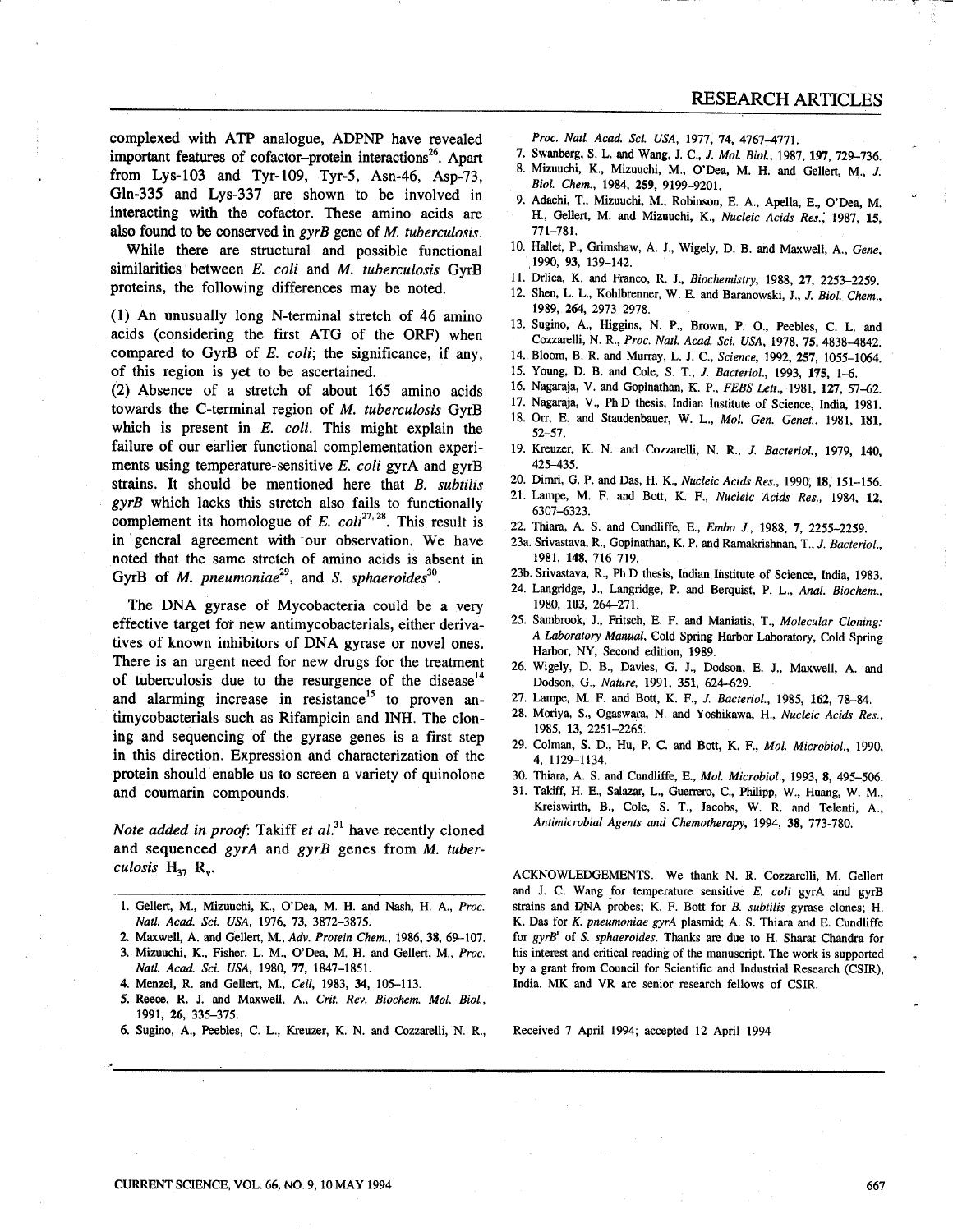complexed with ATP analogue, ADPNP have revealed important features of cofactor–protein interactions[26]. Apart from Lys-103 and Tyr-109, Tyr-5, Asn-46, Asp-73, Gln-335 and Lys-337 are shown to be involved in interacting with the cofactor. These amino acids are also found to be conserved in *gyrB* gene of *M. tuberculosis*.

While there are structural and possible functional similarities between *E. coli* and *M. tuberculosis* GyrB proteins, the following differences may be noted.

(1) An unusually long N-terminal stretch of 46 amino acids (considering the first ATG of the ORF) when compared to GyrB of *E. coli*; the significance, if any, of this region is yet to be ascertained.

(2) Absence of a stretch of about 165 amino acids towards the C-terminal region of *M. tuberculosis* GyrB which is present in *E. coli*. This might explain the failure of our earlier functional complementation experiments using temperature-sensitive *E. coli* gyrA and gyrB strains. It should be mentioned here that *B. subtilis gyrB* which lacks this stretch also fails to functionally complement its homologue of *E. coli*[27,28]. This result is in general agreement with our observation. We have noted that the same stretch of amino acids is absent in GyrB of *M. pneumoniae*[29], and *S. sphaeroides*[30].

The DNA gyrase of Mycobacteria could be a very effective target for new antimycobacterials, either derivatives of known inhibitors of DNA gyrase or novel ones. There is an urgent need for new drugs for the treatment of tuberculosis due to the resurgence of the disease[14] and alarming increase in resistance[15] to proven antimycobacterials such as Rifampicin and INH. The cloning and sequencing of the gyrase genes is a first step in this direction. Expression and characterization of the protein should enable us to screen a variety of quinolone and coumarin compounds.

*Note added in proof*: Takiff *et al.*[31] have recently cloned and sequenced *gyrA* and *gyrB* genes from *M. tuberculosis* $H_{37}$ $R_v$.

1. Gellert, M., Mizuuchi, K., O'Dea, M. H. and Nash, H. A., *Proc. Natl. Acad. Sci. USA*, 1976, **73**, 3872–3875.
2. Maxwell, A. and Gellert, M., *Adv. Protein Chem.*, 1986, **38**, 69–107.
3. Mizuuchi, K., Fisher, L. M., O'Dea, M. H. and Gellert, M., *Proc. Natl. Acad. Sci. USA*, 1980, **77**, 1847–1851.
4. Menzel, R. and Gellert, M., *Cell*, 1983, **34**, 105–113.
5. Reece, R. J. and Maxwell, A., *Crit. Rev. Biochem. Mol. Biol.*, 1991, **26**, 335–375.
6. Sugino, A., Peebles, C. L., Kreuzer, K. N. and Cozzarelli, N. R., *Proc. Natl. Acad. Sci. USA*, 1977, **74**, 4767–4771.
7. Swanberg, S. L. and Wang, J. C., *J. Mol. Biol.*, 1987, **197**, 729–736.
8. Mizuuchi, K., Mizuuchi, M., O'Dea, M. H. and Gellert, M., *J. Biol. Chem.*, 1984, **259**, 9199–9201.
9. Adachi, T., Mizuuchi, M., Robinson, E. A., Apella, E., O'Dea, M. H., Gellert, M. and Mizuuchi, K., *Nucleic Acids Res.*, 1987, **15**, 771–781.
10. Hallet, P., Grimshaw, A. J., Wigely, D. B. and Maxwell, A., *Gene*, 1990, **93**, 139–142.
11. Drlica, K. and Franco, R. J., *Biochemistry*, 1988, **27**, 2253–2259.
12. Shen, L. L., Kohlbrenner, W. E. and Baranowski, J., *J. Biol. Chem.*, 1989, **264**, 2973–2978.
13. Sugino, A., Higgins, N. P., Brown, P. O., Peebles, C. L. and Cozzarelli, N. R., *Proc. Natl. Acad. Sci. USA*, 1978, **75**, 4838–4842.
14. Bloom, B. R. and Murray, L. J. C., *Science*, 1992, **257**, 1055–1064.
15. Young, D. B. and Cole, S. T., *J. Bacteriol.*, 1993, **175**, 1–6.
16. Nagaraja, V. and Gopinathan, K. P., *FEBS Lett.*, 1981, **127**, 57–62.
17. Nagaraja, V., Ph D thesis, Indian Institute of Science, India, 1981.
18. Orr, E. and Staudenbauer, W. L., *Mol. Gen. Genet.*, 1981, **181**, 52–57.
19. Kreuzer, K. N. and Cozzarelli, N. R., *J. Bacteriol.*, 1979, **140**, 425–435.
20. Dimri, G. P. and Das, H. K., *Nucleic Acids Res.*, 1990, **18**, 151–156.
21. Lampe, M. F. and Bott, K. F., *Nucleic Acids Res.*, 1984, **12**, 6307–6323.
22. Thiara, A. S. and Cundliffe, E., *Embo J.*, 1988, **7**, 2255–2259.

23a. Srivastava, R., Gopinathan, K. P. and Ramakrishnan, T., *J. Bacteriol.*, 1981, **148**, 716–719.

23b. Srivastava, R., Ph D thesis, Indian Institute of Science, India, 1983.

24. Langridge, J., Langridge, P. and Berquist, P. L., *Anal. Biochem.*, 1980, **103**, 264–271.
25. Sambrook, J., Fritsch, E. F. and Maniatis, T., *Molecular Cloning: A Laboratory Manual*, Cold Spring Harbor Laboratory, Cold Spring Harbor, NY, Second edition, 1989.
26. Wigely, D. B., Davies, G. J., Dodson, E. J., Maxwell, A. and Dodson, G., *Nature*, 1991, **351**, 624–629.
27. Lampe, M. F. and Bott, K. F., *J. Bacteriol.*, 1985, **162**, 78–84.
28. Moriya, S., Ogaswara, N. and Yoshikawa, H., *Nucleic Acids Res.*, 1985, **13**, 2251–2265.
29. Colman, S. D., Hu, P. C. and Bott, K. F., *Mol. Microbiol.*, 1990, **4**, 1129–1134.
30. Thiara, A. S. and Cundliffe, E., *Mol. Microbiol.*, 1993, **8**, 495–506.
31. Takiff, H. E., Salazar, L., Guerrero, C., Philipp, W., Huang, W. M., Kreiswirth, B., Cole, S. T., Jacobs, W. R. and Telenti, A., *Antimicrobial Agents and Chemotherapy*, 1994, **38**, 773–780.

ACKNOWLEDGEMENTS. We thank N. R. Cozzarelli, M. Gellert and J. C. Wang for temperature sensitive *E. coli* gyrA and gyrB strains and DNA probes; K. F. Bott for *B. subtilis* gyrase clones; H. K. Das for *K. pneumoniae gyrA* plasmid; A. S. Thiara and E. Cundliffe for $gyrB^r$ of *S. sphaeroides*. Thanks are due to H. Sharat Chandra for his interest and critical reading of the manuscript. The work is supported by a grant from Council for Scientific and Industrial Research (CSIR), India. MK and VR are senior research fellows of CSIR.

Received 7 April 1994; accepted 12 April 1994